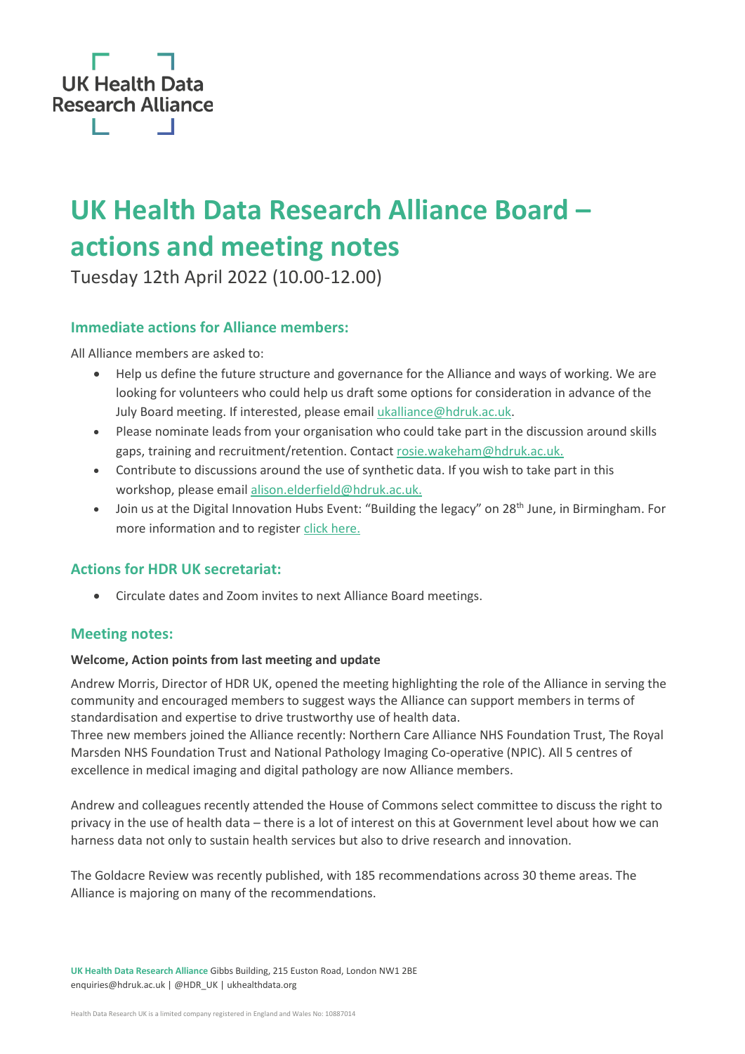UK Health Data Research Alliance

# UK Health Data Research Alliance Board – actions and meeting notes

Tuesday 12th April 2022 (10.00-12.00)

## Immediate actions for Alliance members:

All Alliance members are asked to:

- Help us define the future structure and governance for the Alliance and ways of working. We are looking for volunteers who could help us draft some options for consideration in advance of the July Board meeting. If interested, please email ukalliance@hdruk.ac.uk.
- Please nominate leads from your organisation who could take part in the discussion around skills gaps, training and recruitment/retention. Contact rosie.wakeham@hdruk.ac.uk.
- Contribute to discussions around the use of synthetic data. If you wish to take part in this workshop, please email alison.elderfield@hdruk.ac.uk.
- Join us at the Digital Innovation Hubs Event: "Building the legacy" on 28th June, in Birmingham. For more information and to register click here.

## Actions for HDR UK secretariat:

- Circulate dates and Zoom invites to next Alliance Board meetings.

## Meeting notes:

**Welcome, Action points from last meeting and update**

Andrew Morris, Director of HDR UK, opened the meeting highlighting the role of the Alliance in serving the community and encouraged members to suggest ways the Alliance can support members in terms of standardisation and expertise to drive trustworthy use of health data.
Three new members joined the Alliance recently: Northern Care Alliance NHS Foundation Trust, The Royal Marsden NHS Foundation Trust and National Pathology Imaging Co-operative (NPIC). All 5 centres of excellence in medical imaging and digital pathology are now Alliance members.

Andrew and colleagues recently attended the House of Commons select committee to discuss the right to privacy in the use of health data – there is a lot of interest on this at Government level about how we can harness data not only to sustain health services but also to drive research and innovation.

The Goldacre Review was recently published, with 185 recommendations across 30 theme areas. The Alliance is majoring on many of the recommendations.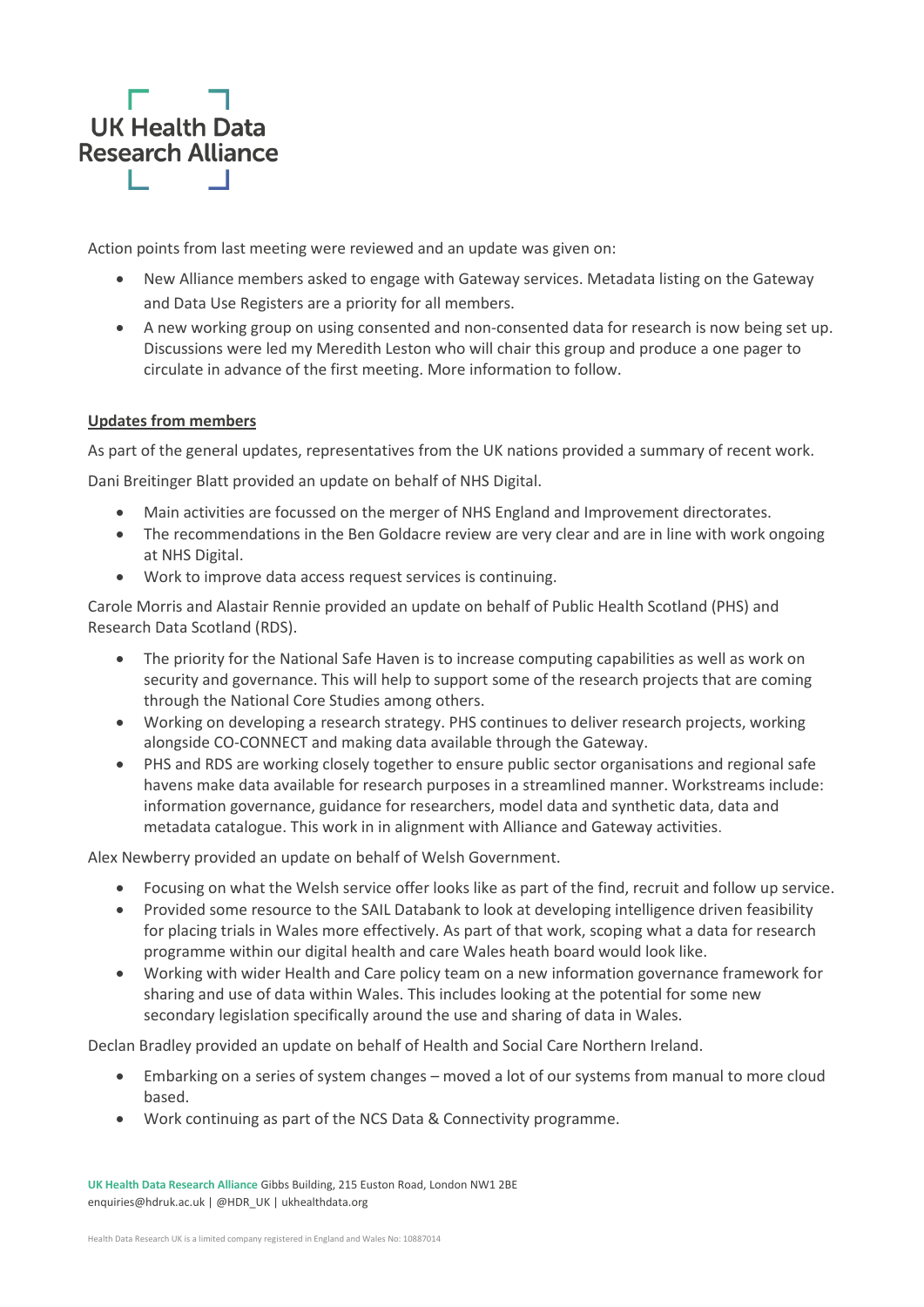Action points from last meeting were reviewed and an update was given on:

- New Alliance members asked to engage with Gateway services. Metadata listing on the Gateway and Data Use Registers are a priority for all members.
- A new working group on using consented and non-consented data for research is now being set up. Discussions were led my Meredith Leston who will chair this group and produce a one pager to circulate in advance of the first meeting. More information to follow.

**Updates from members**

As part of the general updates, representatives from the UK nations provided a summary of recent work.

Dani Breitinger Blatt provided an update on behalf of NHS Digital.

- Main activities are focussed on the merger of NHS England and Improvement directorates.
- The recommendations in the Ben Goldacre review are very clear and are in line with work ongoing at NHS Digital.
- Work to improve data access request services is continuing.

Carole Morris and Alastair Rennie provided an update on behalf of Public Health Scotland (PHS) and Research Data Scotland (RDS).

- The priority for the National Safe Haven is to increase computing capabilities as well as work on security and governance. This will help to support some of the research projects that are coming through the National Core Studies among others.
- Working on developing a research strategy. PHS continues to deliver research projects, working alongside CO-CONNECT and making data available through the Gateway.
- PHS and RDS are working closely together to ensure public sector organisations and regional safe havens make data available for research purposes in a streamlined manner. Workstreams include: information governance, guidance for researchers, model data and synthetic data, data and metadata catalogue. This work in in alignment with Alliance and Gateway activities.

Alex Newberry provided an update on behalf of Welsh Government.

- Focusing on what the Welsh service offer looks like as part of the find, recruit and follow up service.
- Provided some resource to the SAIL Databank to look at developing intelligence driven feasibility for placing trials in Wales more effectively. As part of that work, scoping what a data for research programme within our digital health and care Wales heath board would look like.
- Working with wider Health and Care policy team on a new information governance framework for sharing and use of data within Wales. This includes looking at the potential for some new secondary legislation specifically around the use and sharing of data in Wales.

Declan Bradley provided an update on behalf of Health and Social Care Northern Ireland.

- Embarking on a series of system changes – moved a lot of our systems from manual to more cloud based.
- Work continuing as part of the NCS Data & Connectivity programme.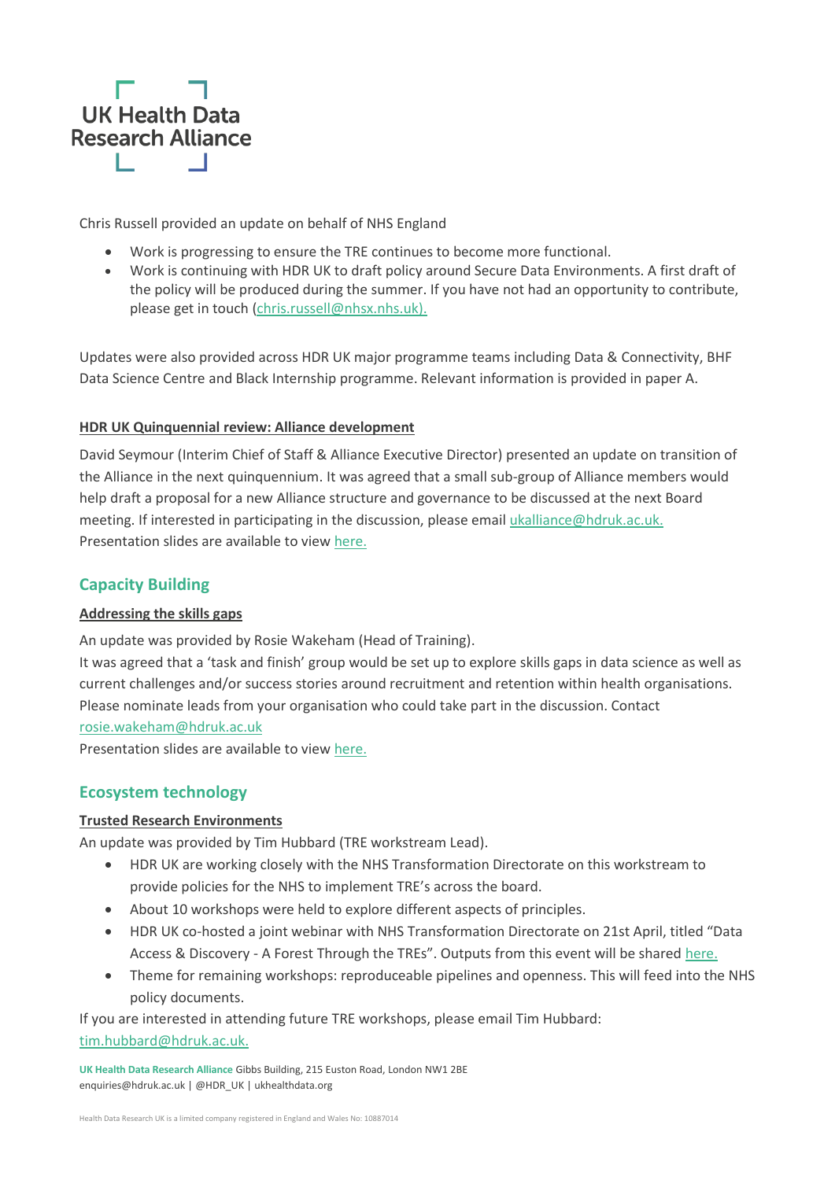Chris Russell provided an update on behalf of NHS England

- Work is progressing to ensure the TRE continues to become more functional.
- Work is continuing with HDR UK to draft policy around Secure Data Environments. A first draft of the policy will be produced during the summer. If you have not had an opportunity to contribute, please get in touch (chris.russell@nhsx.nhs.uk).

Updates were also provided across HDR UK major programme teams including Data & Connectivity, BHF Data Science Centre and Black Internship programme. Relevant information is provided in paper A.

**HDR UK Quinquennial review: Alliance development**

David Seymour (Interim Chief of Staff & Alliance Executive Director) presented an update on transition of the Alliance in the next quinquennium. It was agreed that a small sub-group of Alliance members would help draft a proposal for a new Alliance structure and governance to be discussed at the next Board meeting. If interested in participating in the discussion, please email ukalliance@hdruk.ac.uk.
Presentation slides are available to view here.

## Capacity Building

**Addressing the skills gaps**

An update was provided by Rosie Wakeham (Head of Training).
It was agreed that a 'task and finish' group would be set up to explore skills gaps in data science as well as current challenges and/or success stories around recruitment and retention within health organisations. Please nominate leads from your organisation who could take part in the discussion. Contact rosie.wakeham@hdruk.ac.uk
Presentation slides are available to view here.

## Ecosystem technology

**Trusted Research Environments**

An update was provided by Tim Hubbard (TRE workstream Lead).

- HDR UK are working closely with the NHS Transformation Directorate on this workstream to provide policies for the NHS to implement TRE's across the board.
- About 10 workshops were held to explore different aspects of principles.
- HDR UK co-hosted a joint webinar with NHS Transformation Directorate on 21st April, titled "Data Access & Discovery - A Forest Through the TREs". Outputs from this event will be shared here.
- Theme for remaining workshops: reproduceable pipelines and openness. This will feed into the NHS policy documents.

If you are interested in attending future TRE workshops, please email Tim Hubbard: tim.hubbard@hdruk.ac.uk.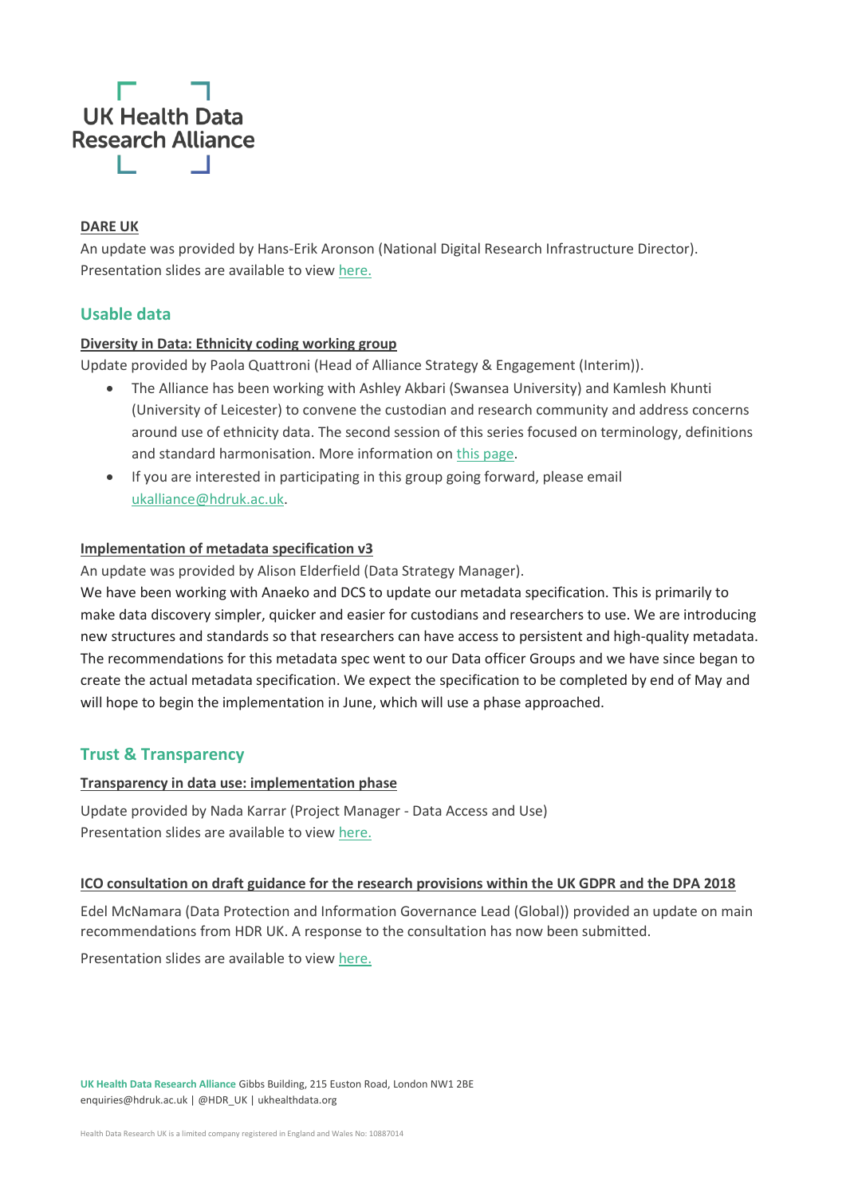**DARE UK**

An update was provided by Hans-Erik Aronson (National Digital Research Infrastructure Director). Presentation slides are available to view here.

## Usable data

**Diversity in Data: Ethnicity coding working group**

Update provided by Paola Quattroni (Head of Alliance Strategy & Engagement (Interim)).

- The Alliance has been working with Ashley Akbari (Swansea University) and Kamlesh Khunti (University of Leicester) to convene the custodian and research community and address concerns around use of ethnicity data. The second session of this series focused on terminology, definitions and standard harmonisation. More information on this page.
- If you are interested in participating in this group going forward, please email ukalliance@hdruk.ac.uk.

**Implementation of metadata specification v3**

An update was provided by Alison Elderfield (Data Strategy Manager).

We have been working with Anaeko and DCS to update our metadata specification. This is primarily to make data discovery simpler, quicker and easier for custodians and researchers to use. We are introducing new structures and standards so that researchers can have access to persistent and high-quality metadata. The recommendations for this metadata spec went to our Data officer Groups and we have since began to create the actual metadata specification. We expect the specification to be completed by end of May and will hope to begin the implementation in June, which will use a phase approached.

## Trust & Transparency

**Transparency in data use: implementation phase**

Update provided by Nada Karrar (Project Manager - Data Access and Use)
Presentation slides are available to view here.

**ICO consultation on draft guidance for the research provisions within the UK GDPR and the DPA 2018**

Edel McNamara (Data Protection and Information Governance Lead (Global)) provided an update on main recommendations from HDR UK. A response to the consultation has now been submitted.

Presentation slides are available to view here.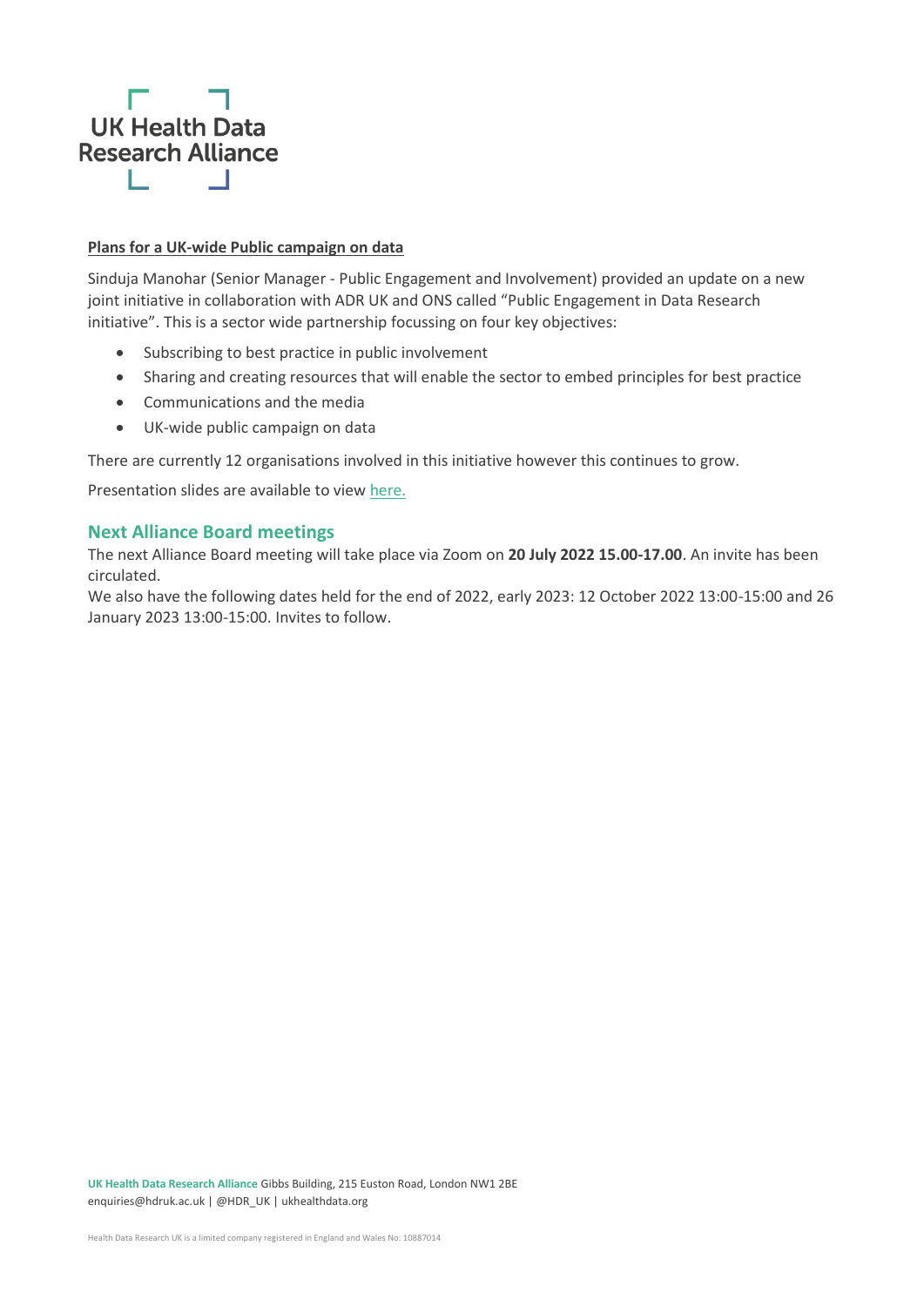**Plans for a UK-wide Public campaign on data**

Sinduja Manohar (Senior Manager - Public Engagement and Involvement) provided an update on a new joint initiative in collaboration with ADR UK and ONS called "Public Engagement in Data Research initiative". This is a sector wide partnership focussing on four key objectives:

- Subscribing to best practice in public involvement
- Sharing and creating resources that will enable the sector to embed principles for best practice
- Communications and the media
- UK-wide public campaign on data

There are currently 12 organisations involved in this initiative however this continues to grow.

Presentation slides are available to view here.

## Next Alliance Board meetings

The next Alliance Board meeting will take place via Zoom on **20 July 2022 15.00-17.00**. An invite has been circulated.

We also have the following dates held for the end of 2022, early 2023: 12 October 2022 13:00-15:00 and 26 January 2023 13:00-15:00. Invites to follow.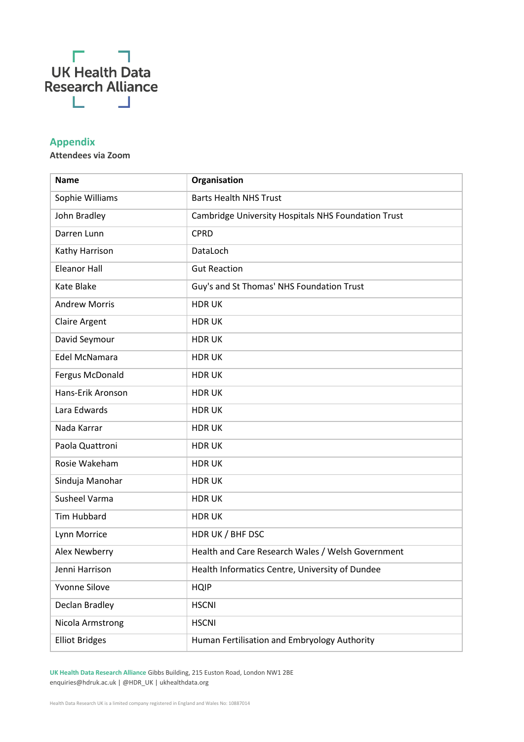## Appendix

**Attendees via Zoom**

| Name | Organisation |
|---|---|
| Sophie Williams | Barts Health NHS Trust |
| John Bradley | Cambridge University Hospitals NHS Foundation Trust |
| Darren Lunn | CPRD |
| Kathy Harrison | DataLoch |
| Eleanor Hall | Gut Reaction |
| Kate Blake | Guy's and St Thomas' NHS Foundation Trust |
| Andrew Morris | HDR UK |
| Claire Argent | HDR UK |
| David Seymour | HDR UK |
| Edel McNamara | HDR UK |
| Fergus McDonald | HDR UK |
| Hans-Erik Aronson | HDR UK |
| Lara Edwards | HDR UK |
| Nada Karrar | HDR UK |
| Paola Quattroni | HDR UK |
| Rosie Wakeham | HDR UK |
| Sinduja Manohar | HDR UK |
| Susheel Varma | HDR UK |
| Tim Hubbard | HDR UK |
| Lynn Morrice | HDR UK / BHF DSC |
| Alex Newberry | Health and Care Research Wales / Welsh Government |
| Jenni Harrison | Health Informatics Centre, University of Dundee |
| Yvonne Silove | HQIP |
| Declan Bradley | HSCNI |
| Nicola Armstrong | HSCNI |
| Elliot Bridges | Human Fertilisation and Embryology Authority |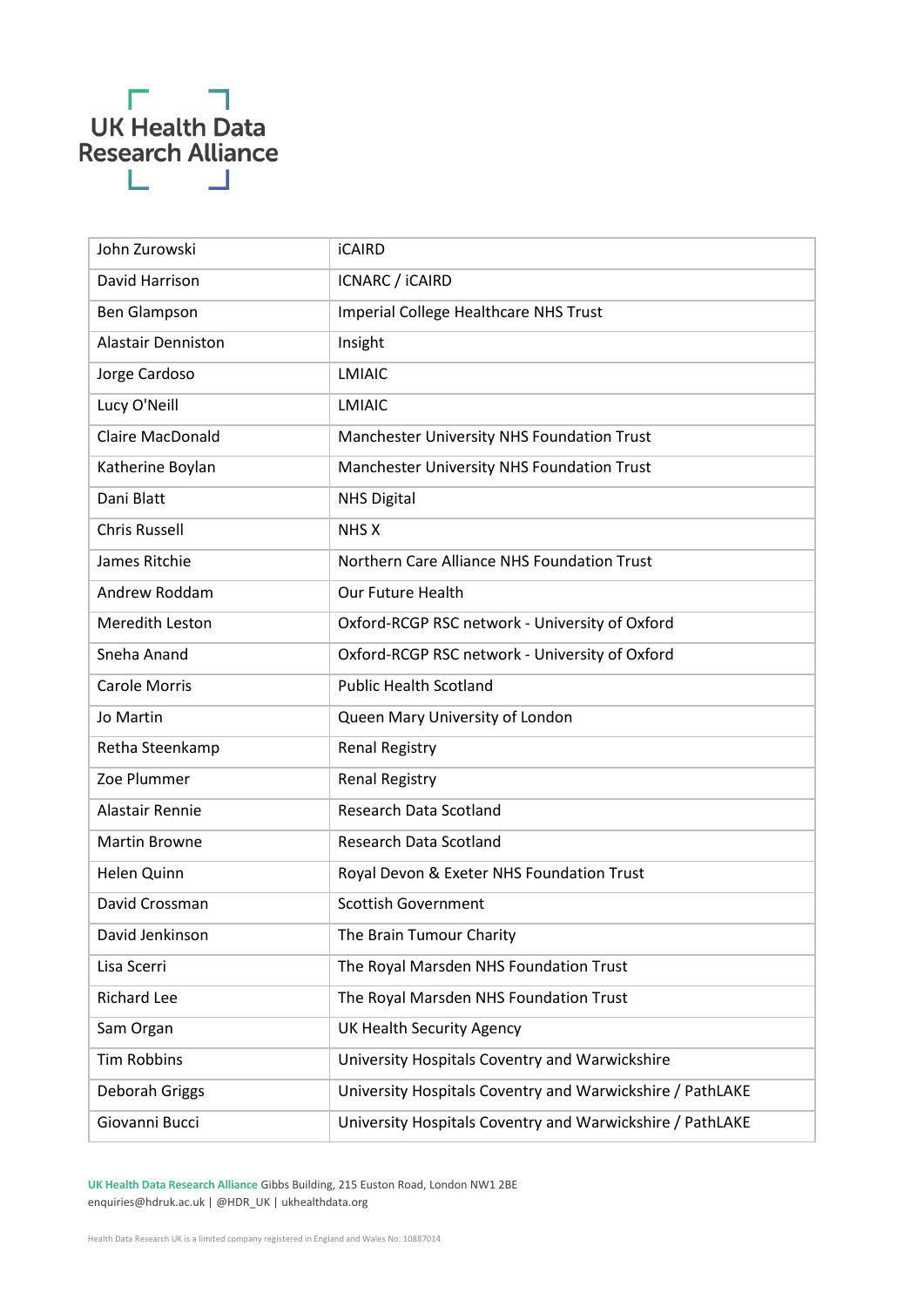| | |
|---|---|
| John Zurowski | iCAIRD |
| David Harrison | ICNARC / iCAIRD |
| Ben Glampson | Imperial College Healthcare NHS Trust |
| Alastair Denniston | Insight |
| Jorge Cardoso | LMIAIC |
| Lucy O'Neill | LMIAIC |
| Claire MacDonald | Manchester University NHS Foundation Trust |
| Katherine Boylan | Manchester University NHS Foundation Trust |
| Dani Blatt | NHS Digital |
| Chris Russell | NHS X |
| James Ritchie | Northern Care Alliance NHS Foundation Trust |
| Andrew Roddam | Our Future Health |
| Meredith Leston | Oxford-RCGP RSC network - University of Oxford |
| Sneha Anand | Oxford-RCGP RSC network - University of Oxford |
| Carole Morris | Public Health Scotland |
| Jo Martin | Queen Mary University of London |
| Retha Steenkamp | Renal Registry |
| Zoe Plummer | Renal Registry |
| Alastair Rennie | Research Data Scotland |
| Martin Browne | Research Data Scotland |
| Helen Quinn | Royal Devon & Exeter NHS Foundation Trust |
| David Crossman | Scottish Government |
| David Jenkinson | The Brain Tumour Charity |
| Lisa Scerri | The Royal Marsden NHS Foundation Trust |
| Richard Lee | The Royal Marsden NHS Foundation Trust |
| Sam Organ | UK Health Security Agency |
| Tim Robbins | University Hospitals Coventry and Warwickshire |
| Deborah Griggs | University Hospitals Coventry and Warwickshire / PathLAKE |
| Giovanni Bucci | University Hospitals Coventry and Warwickshire / PathLAKE |